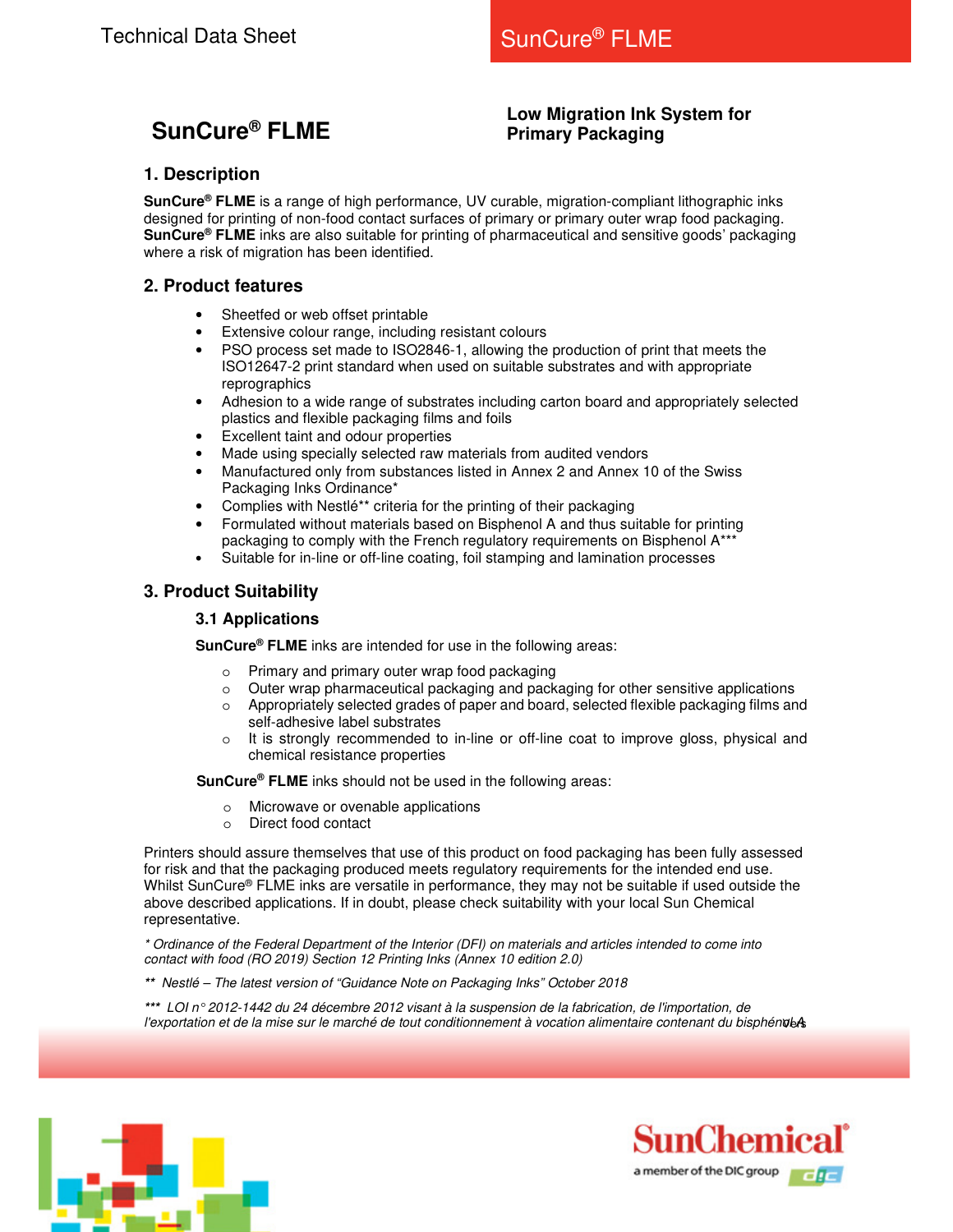# SunCure® FLME

**Low Migration Ink System for Primary Packaging**

## 1. Description

**SunCure® FLME** is a range of high performance, UV curable, migration-compliant lithographic inks designed for printing of non-food contact surfaces of primary or primary outer wrap food packaging. **SunCure® FLME** inks are also suitable for printing of pharmaceutical and sensitive goods' packaging where a risk of migration has been identified.

## 2. Product features

- Sheetfed or web offset printable
- Extensive colour range, including resistant colours
- PSO process set made to ISO2846-1, allowing the production of print that meets the ISO12647-2 print standard when used on suitable substrates and with appropriate reprographics
- Adhesion to a wide range of substrates including carton board and appropriately selected plastics and flexible packaging films and foils
- Excellent taint and odour properties
- Made using specially selected raw materials from audited vendors
- Manufactured only from substances listed in Annex 2 and Annex 10 of the Swiss Packaging Inks Ordinance*
- Complies with Nestlé** criteria for the printing of their packaging
- Formulated without materials based on Bisphenol A and thus suitable for printing packaging to comply with the French regulatory requirements on Bisphenol A***
- Suitable for in-line or off-line coating, foil stamping and lamination processes

## 3. Product Suitability

### 3.1 Applications

**SunCure® FLME** inks are intended for use in the following areas:

- Primary and primary outer wrap food packaging
- Outer wrap pharmaceutical packaging and packaging for other sensitive applications
- Appropriately selected grades of paper and board, selected flexible packaging films and self-adhesive label substrates
- It is strongly recommended to in-line or off-line coat to improve gloss, physical and chemical resistance properties

**SunCure® FLME** inks should not be used in the following areas:

- Microwave or ovenable applications
- Direct food contact

Printers should assure themselves that use of this product on food packaging has been fully assessed for risk and that the packaging produced meets regulatory requirements for the intended end use. Whilst SunCure® FLME inks are versatile in performance, they may not be suitable if used outside the above described applications. If in doubt, please check suitability with your local Sun Chemical representative.

*\* Ordinance of the Federal Department of the Interior (DFI) on materials and articles intended to come into contact with food (RO 2019) Section 12 Printing Inks (Annex 10 edition 2.0)*

*\*\* Nestlé – The latest version of "Guidance Note on Packaging Inks" October 2018*

*\*\*\* LOI n° 2012-1442 du 24 décembre 2012 visant à la suspension de la fabrication, de l'importation, de l'exportation et de la mise sur le marché de tout conditionnement à vocation alimentaire contenant du bisphénol A*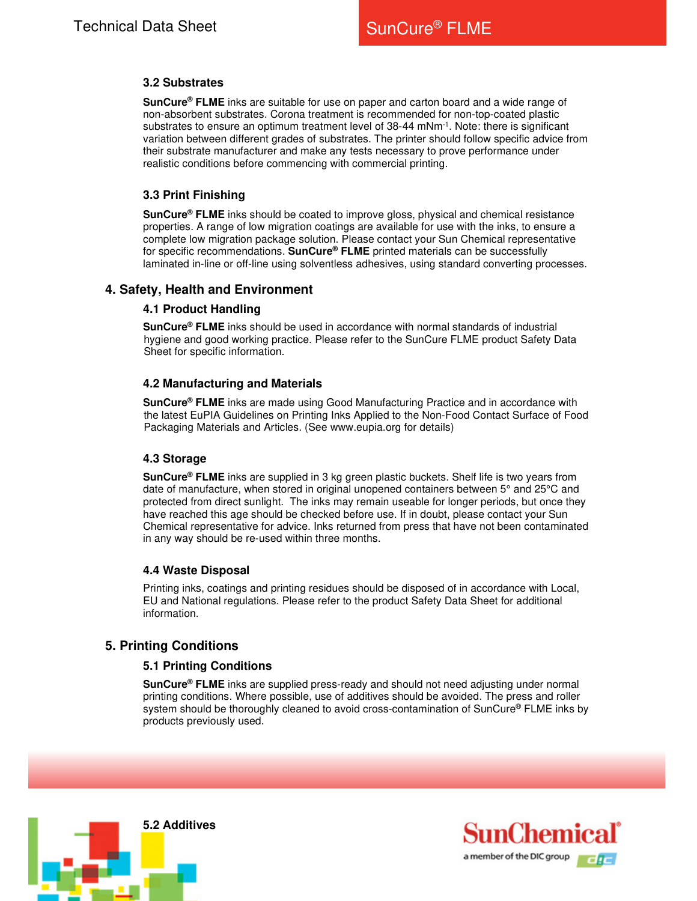### 3.2 Substrates

**SunCure® FLME** inks are suitable for use on paper and carton board and a wide range of non-absorbent substrates. Corona treatment is recommended for non-top-coated plastic substrates to ensure an optimum treatment level of 38-44 $mNm^{-1}$. Note: there is significant variation between different grades of substrates. The printer should follow specific advice from their substrate manufacturer and make any tests necessary to prove performance under realistic conditions before commencing with commercial printing.

### 3.3 Print Finishing

**SunCure® FLME** inks should be coated to improve gloss, physical and chemical resistance properties. A range of low migration coatings are available for use with the inks, to ensure a complete low migration package solution. Please contact your Sun Chemical representative for specific recommendations. **SunCure® FLME** printed materials can be successfully laminated in-line or off-line using solventless adhesives, using standard converting processes.

## 4. Safety, Health and Environment

### 4.1 Product Handling

**SunCure® FLME** inks should be used in accordance with normal standards of industrial hygiene and good working practice. Please refer to the SunCure FLME product Safety Data Sheet for specific information.

### 4.2 Manufacturing and Materials

**SunCure® FLME** inks are made using Good Manufacturing Practice and in accordance with the latest EuPIA Guidelines on Printing Inks Applied to the Non-Food Contact Surface of Food Packaging Materials and Articles. (See www.eupia.org for details)

### 4.3 Storage

**SunCure® FLME** inks are supplied in 3 kg green plastic buckets. Shelf life is two years from date of manufacture, when stored in original unopened containers between 5° and 25°C and protected from direct sunlight. The inks may remain useable for longer periods, but once they have reached this age should be checked before use. If in doubt, please contact your Sun Chemical representative for advice. Inks returned from press that have not been contaminated in any way should be re-used within three months.

### 4.4 Waste Disposal

Printing inks, coatings and printing residues should be disposed of in accordance with Local, EU and National regulations. Please refer to the product Safety Data Sheet for additional information.

## 5. Printing Conditions

### 5.1 Printing Conditions

**SunCure® FLME** inks are supplied press-ready and should not need adjusting under normal printing conditions. Where possible, use of additives should be avoided. The press and roller system should be thoroughly cleaned to avoid cross-contamination of SunCure® FLME inks by products previously used.

### 5.2 Additives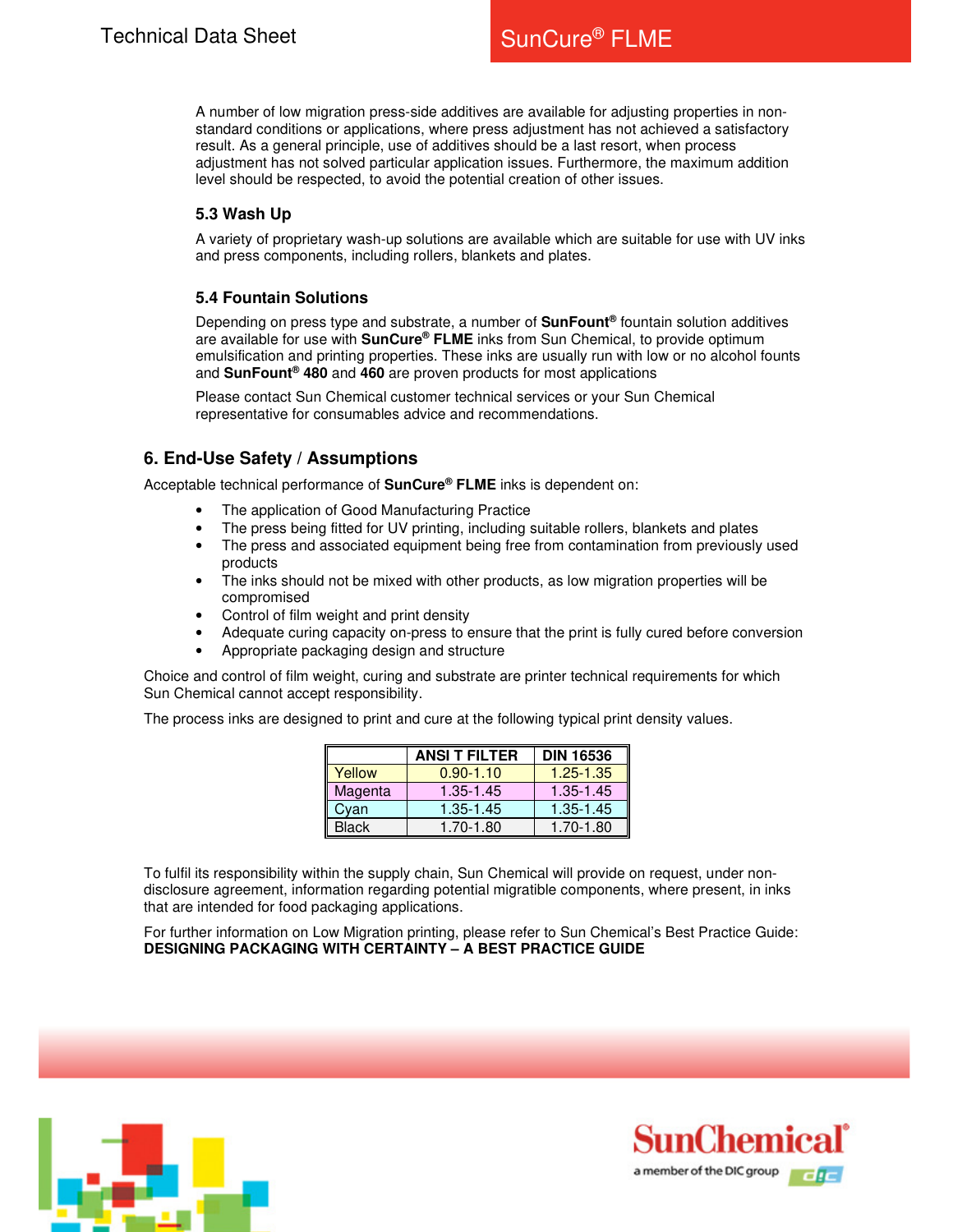A number of low migration press-side additives are available for adjusting properties in non-standard conditions or applications, where press adjustment has not achieved a satisfactory result. As a general principle, use of additives should be a last resort, when process adjustment has not solved particular application issues. Furthermore, the maximum addition level should be respected, to avoid the potential creation of other issues.

### 5.3 Wash Up

A variety of proprietary wash-up solutions are available which are suitable for use with UV inks and press components, including rollers, blankets and plates.

### 5.4 Fountain Solutions

Depending on press type and substrate, a number of **SunFount®** fountain solution additives are available for use with **SunCure® FLME** inks from Sun Chemical, to provide optimum emulsification and printing properties. These inks are usually run with low or no alcohol founts and **SunFount® 480** and **460** are proven products for most applications

Please contact Sun Chemical customer technical services or your Sun Chemical representative for consumables advice and recommendations.

## 6. End-Use Safety / Assumptions

Acceptable technical performance of **SunCure® FLME** inks is dependent on:

- The application of Good Manufacturing Practice
- The press being fitted for UV printing, including suitable rollers, blankets and plates
- The press and associated equipment being free from contamination from previously used products
- The inks should not be mixed with other products, as low migration properties will be compromised
- Control of film weight and print density
- Adequate curing capacity on-press to ensure that the print is fully cured before conversion
- Appropriate packaging design and structure

Choice and control of film weight, curing and substrate are printer technical requirements for which Sun Chemical cannot accept responsibility.

The process inks are designed to print and cure at the following typical print density values.

| | ANSI T FILTER | DIN 16536 |
|---|---|---|
| Yellow | 0.90-1.10 | 1.25-1.35 |
| Magenta | 1.35-1.45 | 1.35-1.45 |
| Cyan | 1.35-1.45 | 1.35-1.45 |
| Black | 1.70-1.80 | 1.70-1.80 |

To fulfil its responsibility within the supply chain, Sun Chemical will provide on request, under non-disclosure agreement, information regarding potential migratible components, where present, in inks that are intended for food packaging applications.

For further information on Low Migration printing, please refer to Sun Chemical's Best Practice Guide: **DESIGNING PACKAGING WITH CERTAINTY – A BEST PRACTICE GUIDE**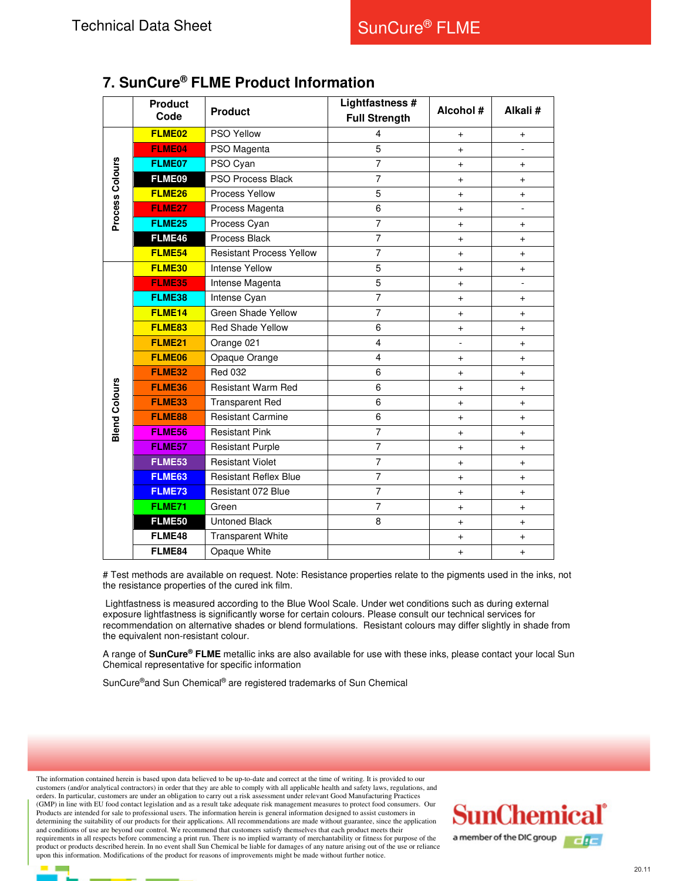## 7. SunCure® FLME Product Information

| | Product Code | Product | Lightfastness # Full Strength | Alcohol # | Alkali # |
|---|---|---|---|---|---|
| Process Colours | FLME02 | PSO Yellow | 4 | + | + |
| | FLME04 | PSO Magenta | 5 | + | - |
| | FLME07 | PSO Cyan | 7 | + | + |
| | FLME09 | PSO Process Black | 7 | + | + |
| | FLME26 | Process Yellow | 5 | + | + |
| | FLME27 | Process Magenta | 6 | + | - |
| | FLME25 | Process Cyan | 7 | + | + |
| | FLME46 | Process Black | 7 | + | + |
| | FLME54 | Resistant Process Yellow | 7 | + | + |
| Blend Colours | FLME30 | Intense Yellow | 5 | + | + |
| | FLME35 | Intense Magenta | 5 | + | - |
| | FLME38 | Intense Cyan | 7 | + | + |
| | FLME14 | Green Shade Yellow | 7 | + | + |
| | FLME83 | Red Shade Yellow | 6 | + | + |
| | FLME21 | Orange 021 | 4 | - | + |
| | FLME06 | Opaque Orange | 4 | + | + |
| | FLME32 | Red 032 | 6 | + | + |
| | FLME36 | Resistant Warm Red | 6 | + | + |
| | FLME33 | Transparent Red | 6 | + | + |
| | FLME88 | Resistant Carmine | 6 | + | + |
| | FLME56 | Resistant Pink | 7 | + | + |
| | FLME57 | Resistant Purple | 7 | + | + |
| | FLME53 | Resistant Violet | 7 | + | + |
| | FLME63 | Resistant Reflex Blue | 7 | + | + |
| | FLME73 | Resistant 072 Blue | 7 | + | + |
| | FLME71 | Green | 7 | + | + |
| | FLME50 | Untoned Black | 8 | + | + |
| | FLME48 | Transparent White | | + | + |
| | FLME84 | Opaque White | | + | + |

# Test methods are available on request. Note: Resistance properties relate to the pigments used in the inks, not the resistance properties of the cured ink film.

Lightfastness is measured according to the Blue Wool Scale. Under wet conditions such as during external exposure lightfastness is significantly worse for certain colours. Please consult our technical services for recommendation on alternative shades or blend formulations. Resistant colours may differ slightly in shade from the equivalent non-resistant colour.

A range of **SunCure® FLME** metallic inks are also available for use with these inks, please contact your local Sun Chemical representative for specific information

SunCure®and Sun Chemical® are registered trademarks of Sun Chemical

The information contained herein is based upon data believed to be up-to-date and correct at the time of writing. It is provided to our customers (and/or analytical contractors) in order that they are able to comply with all applicable health and safety laws, regulations, and orders. In particular, customers are under an obligation to carry out a risk assessment under relevant Good Manufacturing Practices (GMP) in line with EU food contact legislation and as a result take adequate risk management measures to protect food consumers. Our Products are intended for sale to professional users. The information herein is general information designed to assist customers in determining the suitability of our products for their applications. All recommendations are made without guarantee, since the application and conditions of use are beyond our control. We recommend that customers satisfy themselves that each product meets their requirements in all respects before commencing a print run. There is no implied warranty of merchantability or fitness for purpose of the product or products described herein. In no event shall Sun Chemical be liable for damages of any nature arising out of the use or reliance upon this information. Modifications of the product for reasons of improvements might be made without further notice.

SunChemical®
a member of the DIC group

20.11